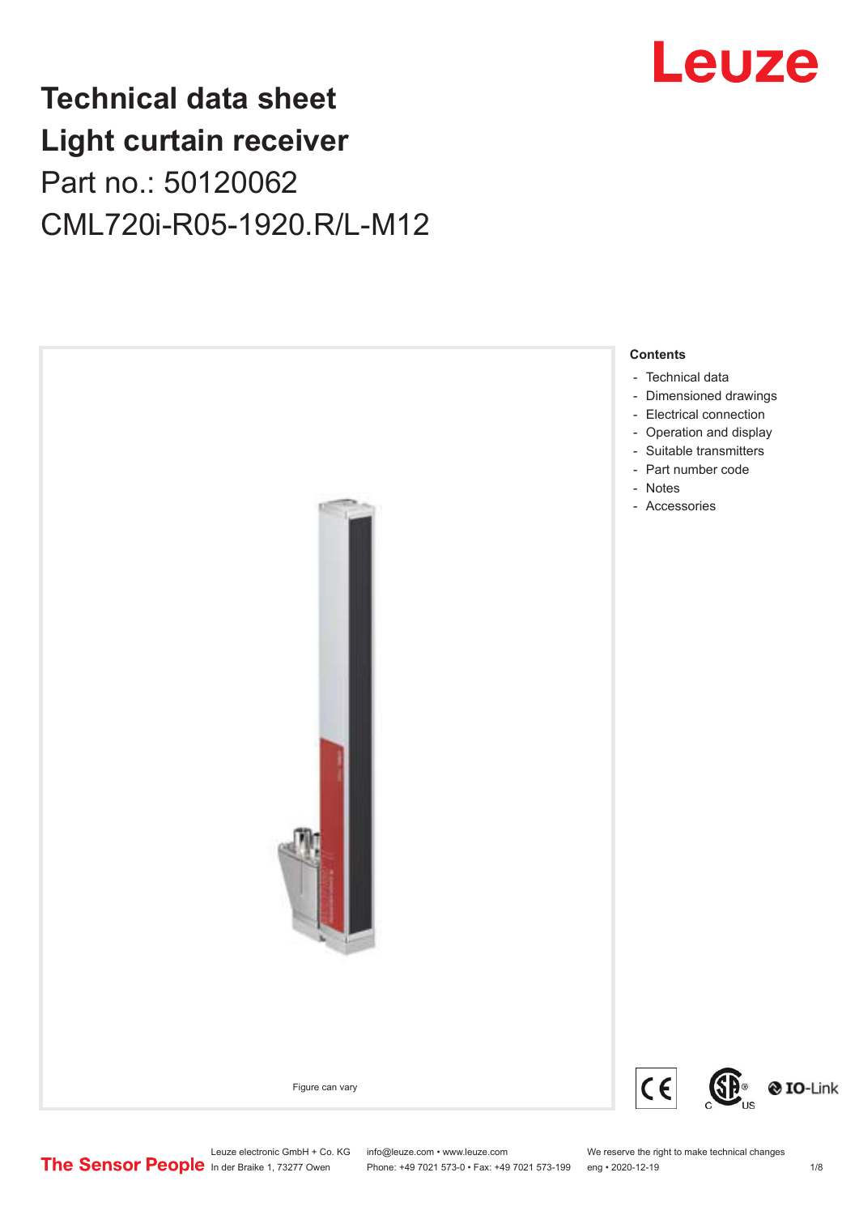# Technical data sheet
# Light curtain receiver
## Part no.: 50120062
## CML720i-R05-1920.R/L-M12

Leuze

Figure can vary

**Contents**

- Technical data
- Dimensioned drawings
- Electrical connection
- Operation and display
- Suitable transmitters
- Part number code
- Notes
- Accessories

The Sensor People

Leuze electronic GmbH + Co. KG
In der Braike 1, 73277 Owen

info@leuze.com • www.leuze.com
Phone: +49 7021 573-0 • Fax: +49 7021 573-199

We reserve the right to make technical changes
eng • 2020-12-19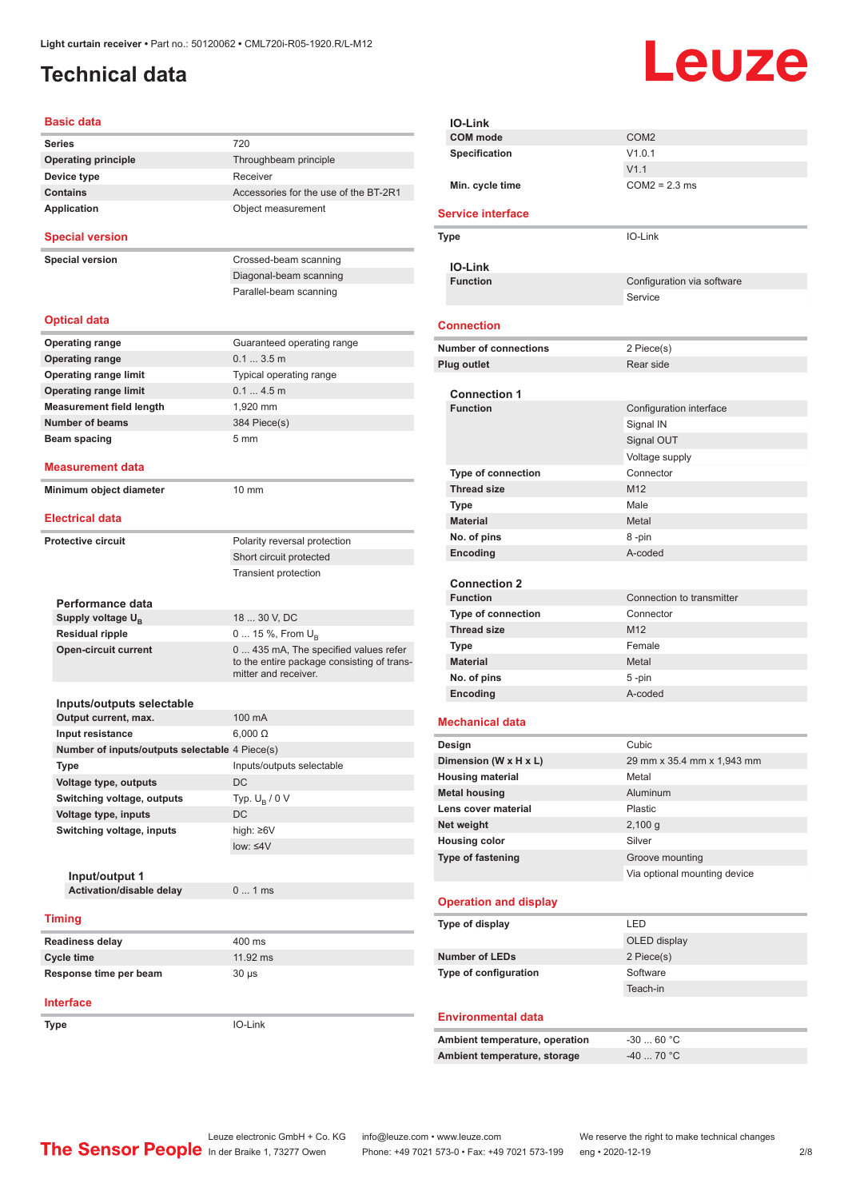# Technical data

Light curtain receiver • Part no.: 50120062 • CML720i-R05-1920.R/L-M12

## Basic data

| | |
|---|---|
| **Series** | 720 |
| **Operating principle** | Throughbeam principle |
| **Device type** | Receiver |
| **Contains** | Accessories for the use of the BT-2R1 |
| **Application** | Object measurement |

## Special version

| | |
|---|---|
| **Special version** | Crossed-beam scanning |
| | Diagonal-beam scanning |
| | Parallel-beam scanning |

## Optical data

| | |
|---|---|
| **Operating range** | Guaranteed operating range |
| **Operating range** | 0.1 ... 3.5 m |
| **Operating range limit** | Typical operating range |
| **Operating range limit** | 0.1 ... 4.5 m |
| **Measurement field length** | 1,920 mm |
| **Number of beams** | 384 Piece(s) |
| **Beam spacing** | 5 mm |

## Measurement data

| | |
|---|---|
| **Minimum object diameter** | 10 mm |

## Electrical data

| | |
|---|---|
| **Protective circuit** | Polarity reversal protection |
| | Short circuit protected |
| | Transient protection |

### Performance data

| | |
|---|---|
| **Supply voltage $U_B$** | 18 ... 30 V, DC |
| **Residual ripple** | 0 ... 15 %, From $U_B$ |
| **Open-circuit current** | 0 ... 435 mA, The specified values refer to the entire package consisting of transmitter and receiver. |

### Inputs/outputs selectable

| | |
|---|---|
| **Output current, max.** | 100 mA |
| **Input resistance** | 6,000 Ω |
| **Number of inputs/outputs selectable** | 4 Piece(s) |
| **Type** | Inputs/outputs selectable |
| **Voltage type, outputs** | DC |
| **Switching voltage, outputs** | Typ. $U_B$ / 0 V |
| **Voltage type, inputs** | DC |
| **Switching voltage, inputs** | high: ≥6V |
| | low: ≤4V |

#### Input/output 1

| | |
|---|---|
| **Activation/disable delay** | 0 ... 1 ms |

## Timing

| | |
|---|---|
| **Readiness delay** | 400 ms |
| **Cycle time** | 11.92 ms |
| **Response time per beam** | 30 µs |

## Interface

| | |
|---|---|
| **Type** | IO-Link |

### IO-Link

| | |
|---|---|
| **COM mode** | COM2 |
| **Specification** | V1.0.1 |
| | V1.1 |
| **Min. cycle time** | COM2 = 2.3 ms |

## Service interface

| | |
|---|---|
| **Type** | IO-Link |

### IO-Link

| | |
|---|---|
| **Function** | Configuration via software |
| | Service |

## Connection

| | |
|---|---|
| **Number of connections** | 2 Piece(s) |
| **Plug outlet** | Rear side |

### Connection 1

| | |
|---|---|
| **Function** | Configuration interface |
| | Signal IN |
| | Signal OUT |
| | Voltage supply |
| **Type of connection** | Connector |
| **Thread size** | M12 |
| **Type** | Male |
| **Material** | Metal |
| **No. of pins** | 8 -pin |
| **Encoding** | A-coded |

### Connection 2

| | |
|---|---|
| **Function** | Connection to transmitter |
| **Type of connection** | Connector |
| **Thread size** | M12 |
| **Type** | Female |
| **Material** | Metal |
| **No. of pins** | 5 -pin |
| **Encoding** | A-coded |

## Mechanical data

| | |
|---|---|
| **Design** | Cubic |
| **Dimension (W x H x L)** | 29 mm x 35.4 mm x 1,943 mm |
| **Housing material** | Metal |
| **Metal housing** | Aluminum |
| **Lens cover material** | Plastic |
| **Net weight** | 2,100 g |
| **Housing color** | Silver |
| **Type of fastening** | Groove mounting |
| | Via optional mounting device |

## Operation and display

| | |
|---|---|
| **Type of display** | LED |
| | OLED display |
| **Number of LEDs** | 2 Piece(s) |
| **Type of configuration** | Software |
| | Teach-in |

## Environmental data

| | |
|---|---|
| **Ambient temperature, operation** | -30 ... 60 °C |
| **Ambient temperature, storage** | -40 ... 70 °C |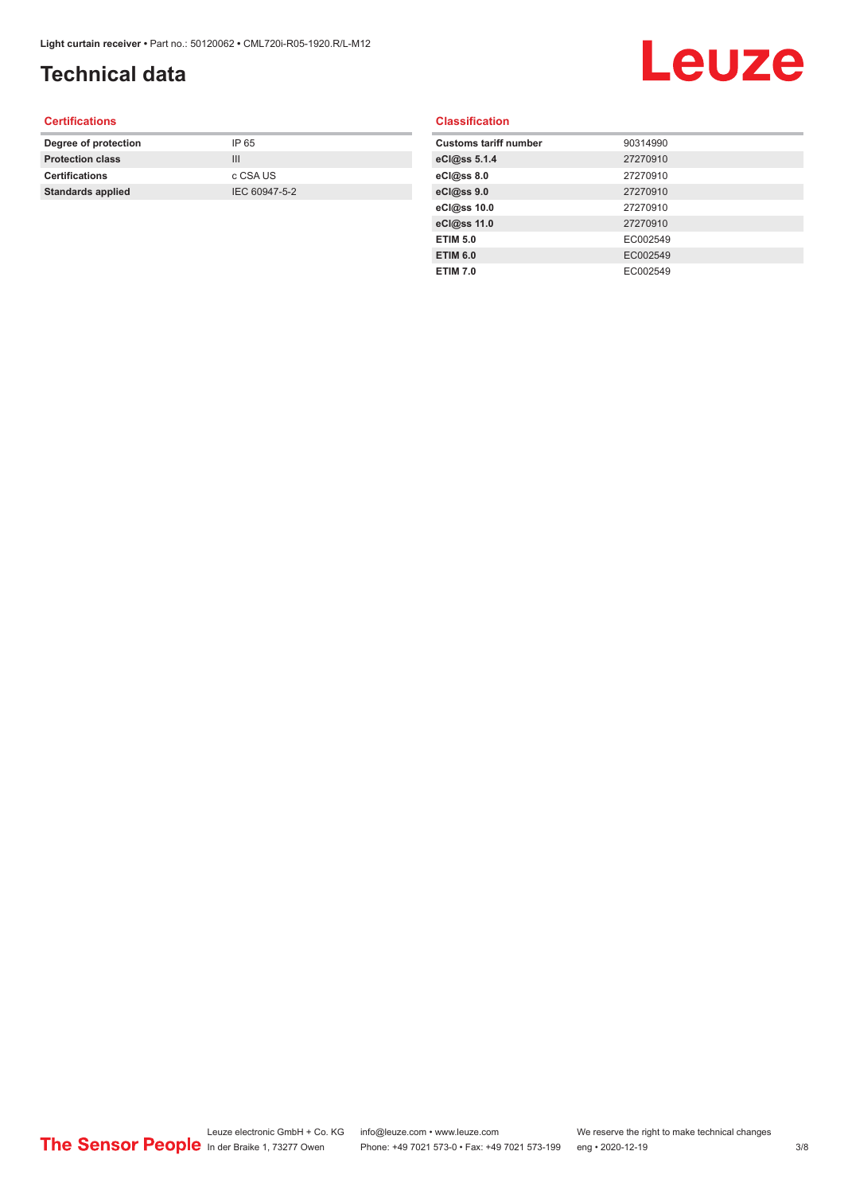# Technical data

## Certifications

| | |
|---|---|
| **Degree of protection** | IP 65 |
| **Protection class** | III |
| **Certifications** | c CSA US |
| **Standards applied** | IEC 60947-5-2 |

## Classification

| | |
|---|---|
| **Customs tariff number** | 90314990 |
| **eCl@ss 5.1.4** | 27270910 |
| **eCl@ss 8.0** | 27270910 |
| **eCl@ss 9.0** | 27270910 |
| **eCl@ss 10.0** | 27270910 |
| **eCl@ss 11.0** | 27270910 |
| **ETIM 5.0** | EC002549 |
| **ETIM 6.0** | EC002549 |
| **ETIM 7.0** | EC002549 |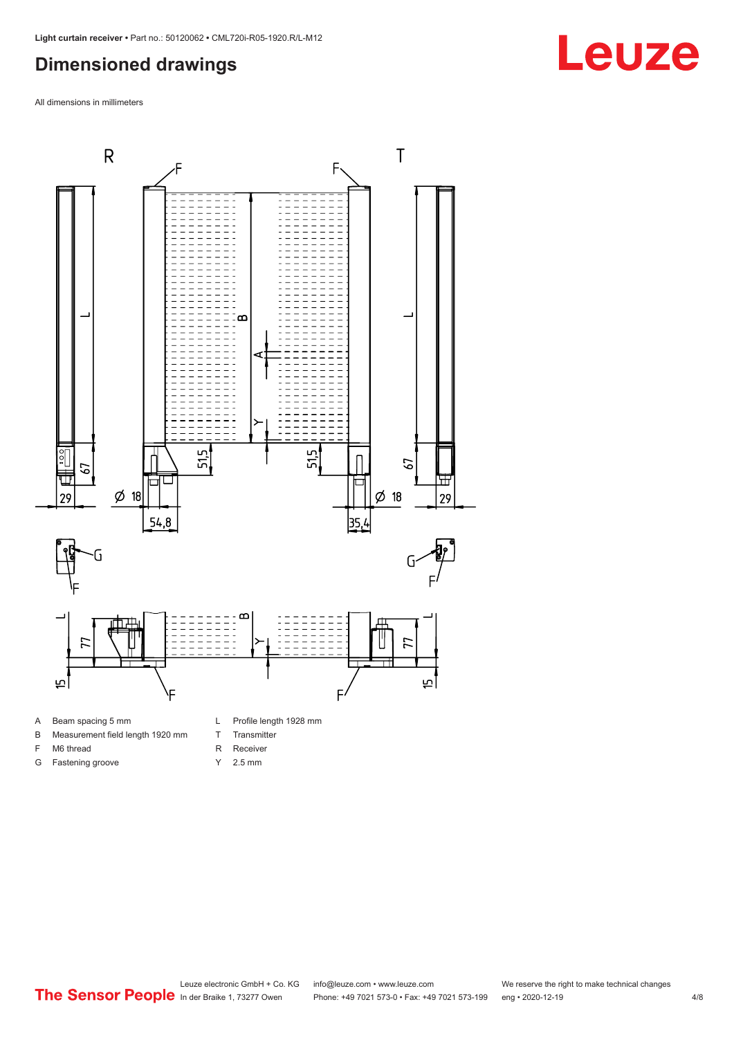# Dimensioned drawings

All dimensions in millimeters

| | | | |
|---|---|---|---|
| A | Beam spacing 5 mm | L | Profile length 1928 mm |
| B | Measurement field length 1920 mm | T | Transmitter |
| F | M6 thread | R | Receiver |
| G | Fastening groove | Y | 2.5 mm |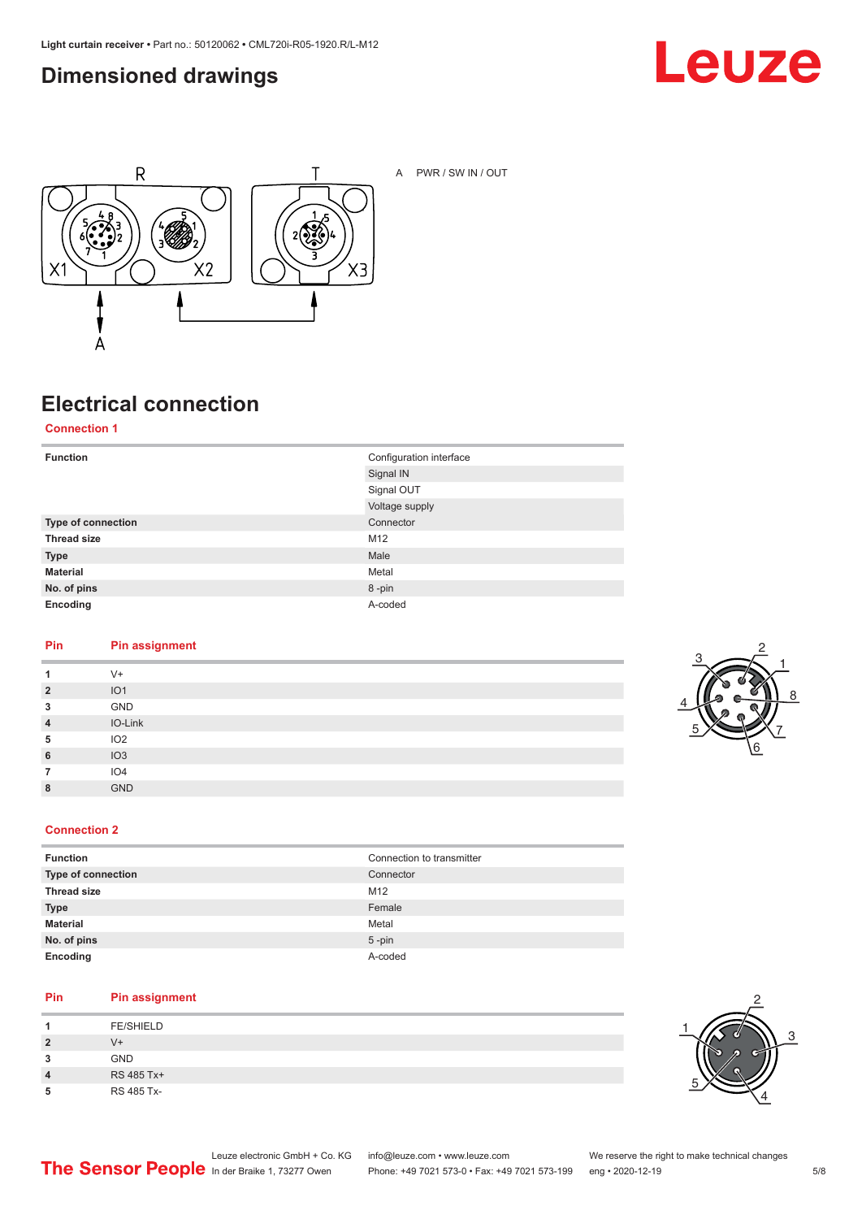## Dimensioned drawings

A PWR / SW IN / OUT

## Electrical connection

### Connection 1

| Function | Configuration interface |
|---|---|
| | Signal IN |
| | Signal OUT |
| | Voltage supply |
| **Type of connection** | Connector |
| **Thread size** | M12 |
| **Type** | Male |
| **Material** | Metal |
| **No. of pins** | 8 -pin |
| **Encoding** | A-coded |

| Pin | Pin assignment |
|---|---|
| **1** | V+ |
| **2** | IO1 |
| **3** | GND |
| **4** | IO-Link |
| **5** | IO2 |
| **6** | IO3 |
| **7** | IO4 |
| **8** | GND |

### Connection 2

| Function | Connection to transmitter |
|---|---|
| **Type of connection** | Connector |
| **Thread size** | M12 |
| **Type** | Female |
| **Material** | Metal |
| **No. of pins** | 5 -pin |
| **Encoding** | A-coded |

| Pin | Pin assignment |
|---|---|
| **1** | FE/SHIELD |
| **2** | V+ |
| **3** | GND |
| **4** | RS 485 Tx+ |
| **5** | RS 485 Tx- |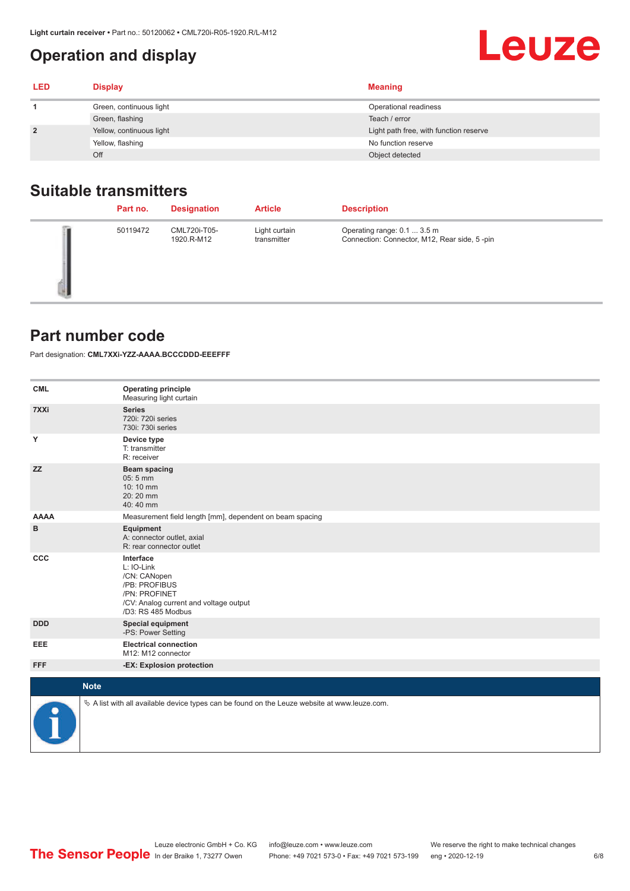# Operation and display

| LED | Display | Meaning |
|---|---|---|
| 1 | Green, continuous light | Operational readiness |
| | Green, flashing | Teach / error |
| 2 | Yellow, continuous light | Light path free, with function reserve |
| | Yellow, flashing | No function reserve |
| | Off | Object detected |

## Suitable transmitters

| | Part no. | Designation | Article | Description |
|---|---|---|---|---|
| | 50119472 | CML720i-T05-1920.R-M12 | Light curtain transmitter | Operating range: 0.1 ... 3.5 m<br>Connection: Connector, M12, Rear side, 5 -pin |

## Part number code

Part designation: **CML7XXi-YZZ-AAAA.BCCCDDD-EEEFFF**

| | |
|---|---|
| **CML** | **Operating principle**<br>Measuring light curtain |
| **7XXi** | **Series**<br>720i: 720i series<br>730i: 730i series |
| **Y** | **Device type**<br>T: transmitter<br>R: receiver |
| **ZZ** | **Beam spacing**<br>05: 5 mm<br>10: 10 mm<br>20: 20 mm<br>40: 40 mm |
| **AAAA** | Measurement field length [mm], dependent on beam spacing |
| **B** | **Equipment**<br>A: connector outlet, axial<br>R: rear connector outlet |
| **CCC** | **Interface**<br>L: IO-Link<br>/CN: CANopen<br>/PB: PROFIBUS<br>/PN: PROFINET<br>/CV: Analog current and voltage output<br>/D3: RS 485 Modbus |
| **DDD** | **Special equipment**<br>-PS: Power Setting |
| **EEE** | **Electrical connection**<br>M12: M12 connector |
| **FFF** | **-EX: Explosion protection** |

**Note**

↳ A list with all available device types can be found on the Leuze website at www.leuze.com.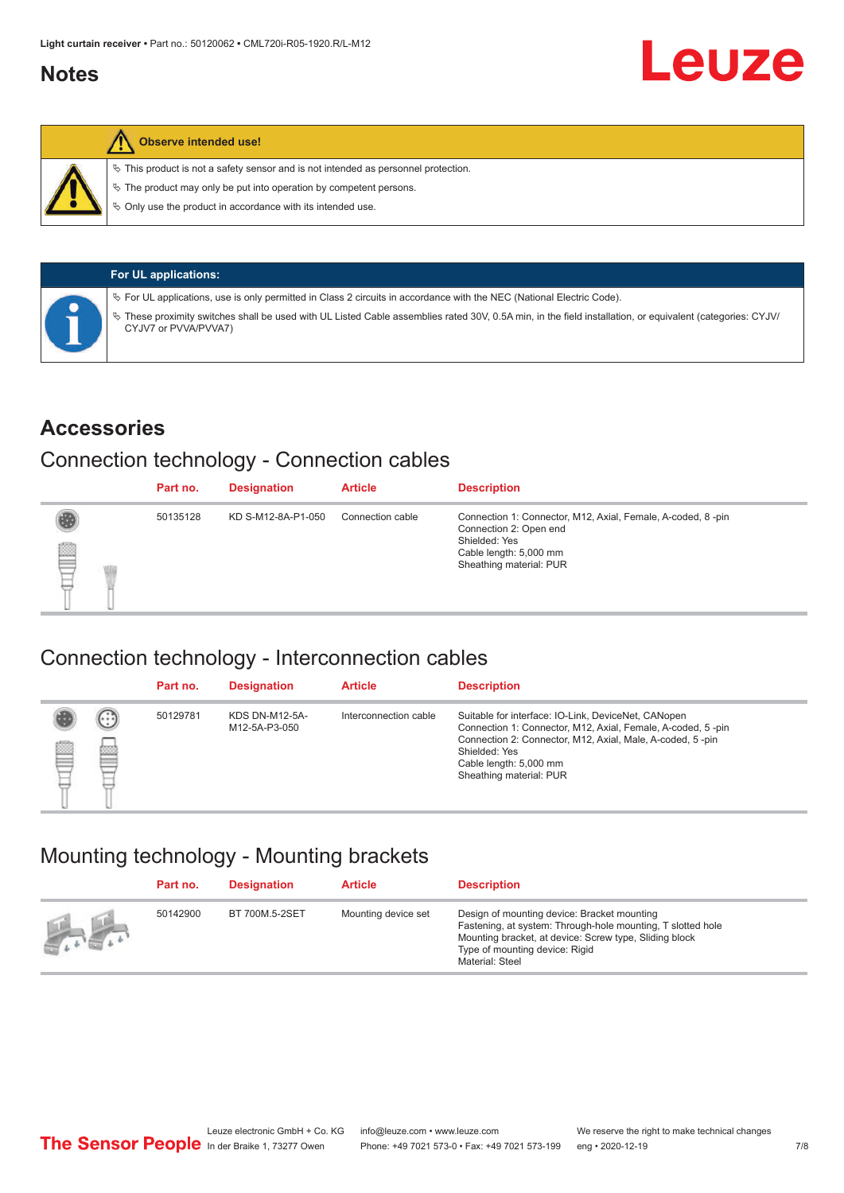## Notes

**Observe intended use!**

- This product is not a safety sensor and is not intended as personnel protection.
- The product may only be put into operation by competent persons.
- Only use the product in accordance with its intended use.

**For UL applications:**

- For UL applications, use is only permitted in Class 2 circuits in accordance with the NEC (National Electric Code).
- These proximity switches shall be used with UL Listed Cable assemblies rated 30V, 0.5A min, in the field installation, or equivalent (categories: CYJV/CYJV7 or PVVA/PVVA7)

## Accessories

### Connection technology - Connection cables

| Part no. | Designation | Article | Description |
|---|---|---|---|
| 50135128 | KD S-M12-8A-P1-050 | Connection cable | Connection 1: Connector, M12, Axial, Female, A-coded, 8 -pin<br>Connection 2: Open end<br>Shielded: Yes<br>Cable length: 5,000 mm<br>Sheathing material: PUR |

### Connection technology - Interconnection cables

| Part no. | Designation | Article | Description |
|---|---|---|---|
| 50129781 | KDS DN-M12-5A-M12-5A-P3-050 | Interconnection cable | Suitable for interface: IO-Link, DeviceNet, CANopen<br>Connection 1: Connector, M12, Axial, Female, A-coded, 5 -pin<br>Connection 2: Connector, M12, Axial, Male, A-coded, 5 -pin<br>Shielded: Yes<br>Cable length: 5,000 mm<br>Sheathing material: PUR |

### Mounting technology - Mounting brackets

| Part no. | Designation | Article | Description |
|---|---|---|---|
| 50142900 | BT 700M.5-2SET | Mounting device set | Design of mounting device: Bracket mounting<br>Fastening, at system: Through-hole mounting, T slotted hole<br>Mounting bracket, at device: Screw type, Sliding block<br>Type of mounting device: Rigid<br>Material: Steel |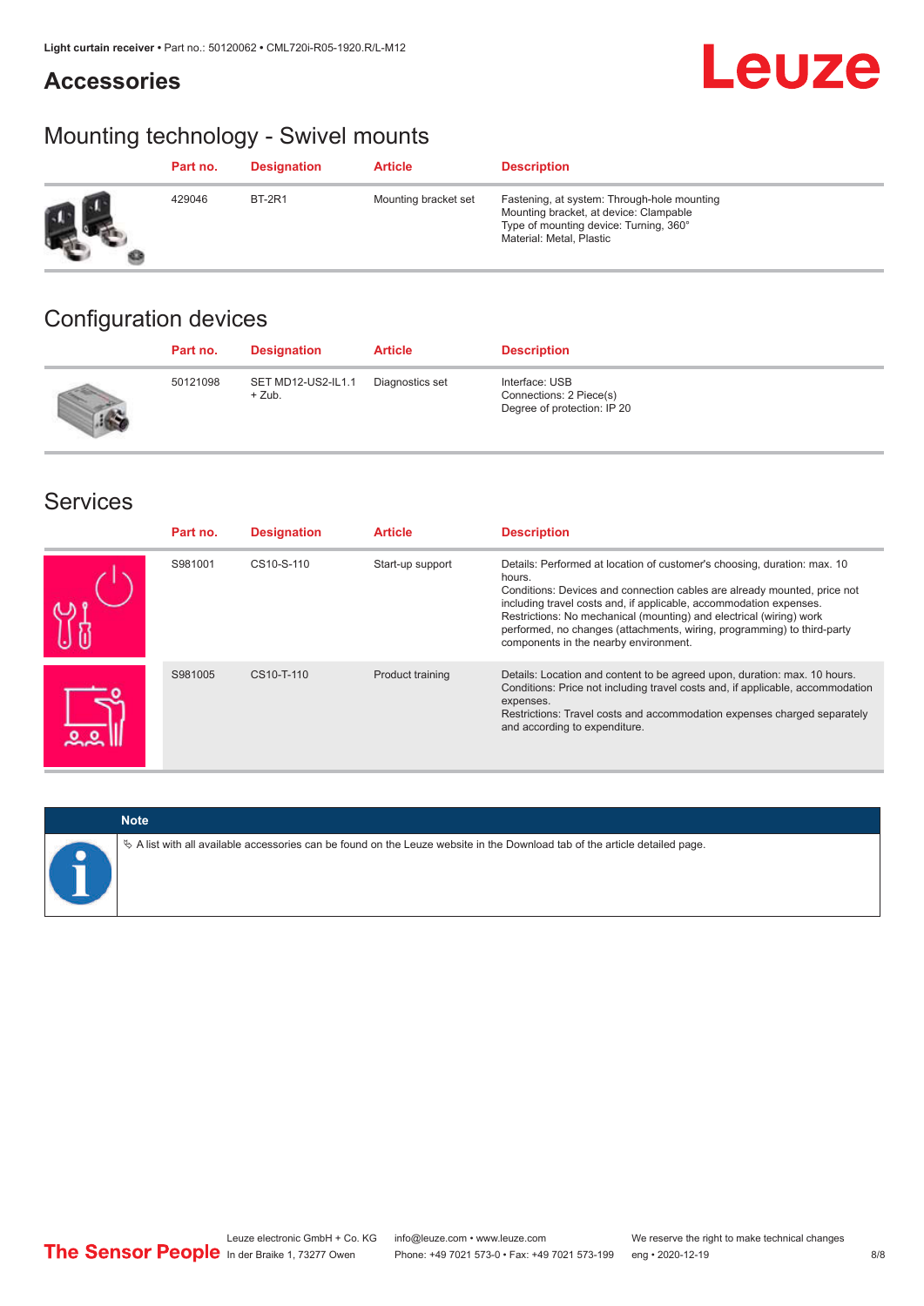## Accessories

### Mounting technology - Swivel mounts

| Part no. | Designation | Article | Description |
|---|---|---|---|
| 429046 | BT-2R1 | Mounting bracket set | Fastening, at system: Through-hole mounting<br>Mounting bracket, at device: Clampable<br>Type of mounting device: Turning, 360°<br>Material: Metal, Plastic |

### Configuration devices

| Part no. | Designation | Article | Description |
|---|---|---|---|
| 50121098 | SET MD12-US2-IL1.1 + Zub. | Diagnostics set | Interface: USB<br>Connections: 2 Piece(s)<br>Degree of protection: IP 20 |

### Services

| Part no. | Designation | Article | Description |
|---|---|---|---|
| S981001 | CS10-S-110 | Start-up support | Details: Performed at location of customer's choosing, duration: max. 10 hours.<br>Conditions: Devices and connection cables are already mounted, price not including travel costs and, if applicable, accommodation expenses.<br>Restrictions: No mechanical (mounting) and electrical (wiring) work performed, no changes (attachments, wiring, programming) to third-party components in the nearby environment. |
| S981005 | CS10-T-110 | Product training | Details: Location and content to be agreed upon, duration: max. 10 hours.<br>Conditions: Price not including travel costs and, if applicable, accommodation expenses.<br>Restrictions: Travel costs and accommodation expenses charged separately and according to expenditure. |

**Note**

↳ A list with all available accessories can be found on the Leuze website in the Download tab of the article detailed page.